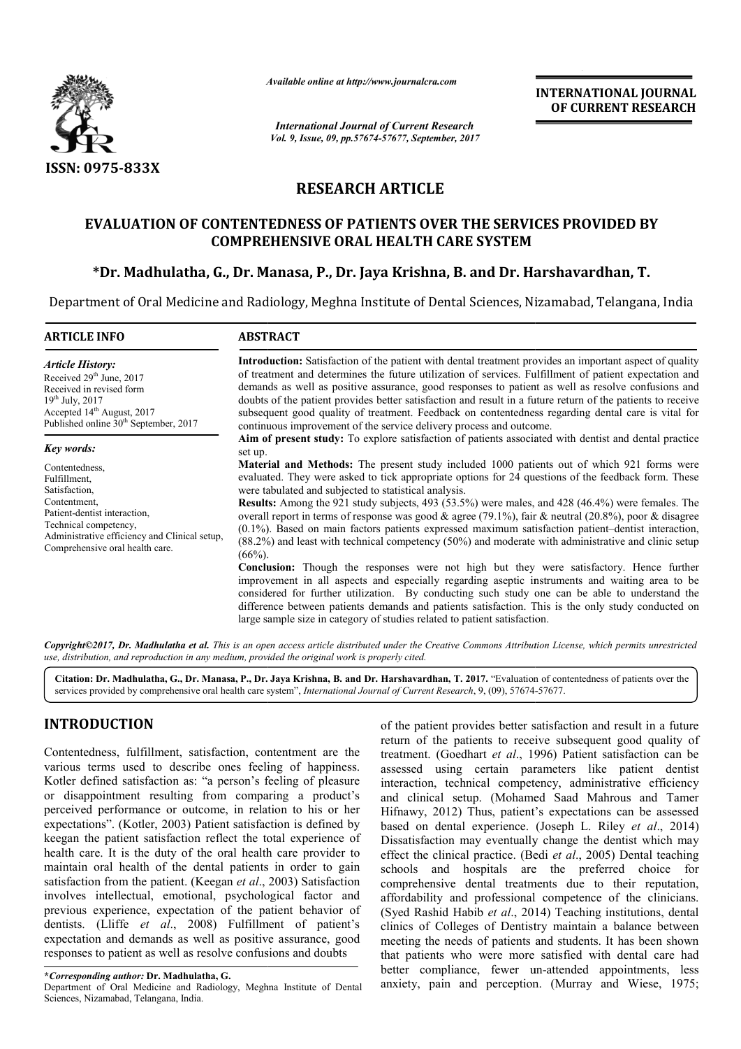# RESEARCH ARTICLE

## EVALUATION OF CONTENTEDNESS OF PATIENTS OVER THE SERVICES PROVIDED BY COMPREHENSIVE ORAL HEALTH CARE SYSTEM

**\*Dr. Madhulatha, G., Dr. Manasa, P., Dr. Jaya Krishna, B. and Dr. Harshavardhan, T.**

Department of Oral Medicine and Radiology, Meghna Institute of Dental Sciences, Nizamabad, Telangana, India

### ARTICLE INFO

*Article History:*

Received 29th June, 2017
Received in revised form
19th July, 2017
Accepted 14th August, 2017
Published online 30th September, 2017

*Key words:*

Contentedness,
Fulfillment,
Satisfaction,
Contentment,
Patient-dentist interaction,
Technical competency,
Administrative efficiency and Clinical setup,
Comprehensive oral health care.

### ABSTRACT

**Introduction:** Satisfaction of the patient with dental treatment provides an important aspect of quality of treatment and determines the future utilization of services. Fulfillment of patient expectation and demands as well as positive assurance, good responses to patient as well as resolve confusions and doubts of the patient provides better satisfaction and result in a future return of the patients to receive subsequent good quality of treatment. Feedback on contentedness regarding dental care is vital for continuous improvement of the service delivery process and outcome.

**Aim of present study:** To explore satisfaction of patients associated with dentist and dental practice set up.

**Material and Methods:** The present study included 1000 patients out of which 921 forms were evaluated. They were asked to tick appropriate options for 24 questions of the feedback form. These were tabulated and subjected to statistical analysis.

**Results:** Among the 921 study subjects, 493 (53.5%) were males, and 428 (46.4%) were females. The overall report in terms of response was good & agree (79.1%), fair & neutral (20.8%), poor & disagree (0.1%). Based on main factors patients expressed maximum satisfaction patient–dentist interaction, (88.2%) and least with technical competency (50%) and moderate with administrative and clinic setup (66%).

**Conclusion:** Though the responses were not high but they were satisfactory. Hence further improvement in all aspects and especially regarding aseptic instruments and waiting area to be considered for further utilization. By conducting such study one can be able to understand the difference between patients demands and patients satisfaction. This is the only study conducted on large sample size in category of studies related to patient satisfaction.

*Copyright©2017, Dr. Madhulatha et al. This is an open access article distributed under the Creative Commons Attribution License, which permits unrestricted use, distribution, and reproduction in any medium, provided the original work is properly cited.*

**Citation: Dr. Madhulatha, G., Dr. Manasa, P., Dr. Jaya Krishna, B. and Dr. Harshavardhan, T. 2017.** "Evaluation of contentedness of patients over the services provided by comprehensive oral health care system", *International Journal of Current Research*, 9, (09), 57674-57677.

## INTRODUCTION

Contentedness, fulfillment, satisfaction, contentment are the various terms used to describe ones feeling of happiness. Kotler defined satisfaction as: "a person's feeling of pleasure or disappointment resulting from comparing a product's perceived performance or outcome, in relation to his or her expectations". (Kotler, 2003) Patient satisfaction is defined by keegan the patient satisfaction reflect the total experience of health care. It is the duty of the oral health care provider to maintain oral health of the dental patients in order to gain satisfaction from the patient. (Keegan *et al*., 2003) Satisfaction involves intellectual, emotional, psychological factor and previous experience, expectation of the patient behavior of dentists. (Lliffe *et al*., 2008) Fulfillment of patient's expectation and demands as well as positive assurance, good responses to patient as well as resolve confusions and doubts of the patient provides better satisfaction and result in a future return of the patients to receive subsequent good quality of treatment. (Goedhart *et al*., 1996) Patient satisfaction can be assessed using certain parameters like patient dentist interaction, technical competency, administrative efficiency and clinical setup. (Mohamed Saad Mahrous and Tamer Hifnawy, 2012) Thus, patient's expectations can be assessed based on dental experience. (Joseph L. Riley *et al*., 2014) Dissatisfaction may eventually change the dentist which may effect the clinical practice. (Bedi *et al*., 2005) Dental teaching schools and hospitals are the preferred choice for comprehensive dental treatments due to their reputation, affordability and professional competence of the clinicians. (Syed Rashid Habib *et al*., 2014) Teaching institutions, dental clinics of Colleges of Dentistry maintain a balance between meeting the needs of patients and students. It has been shown that patients who were more satisfied with dental care had better compliance, fewer un-attended appointments, less anxiety, pain and perception. (Murray and Wiese, 1975;

**\*Corresponding author: Dr. Madhulatha, G.**
Department of Oral Medicine and Radiology, Meghna Institute of Dental Sciences, Nizamabad, Telangana, India.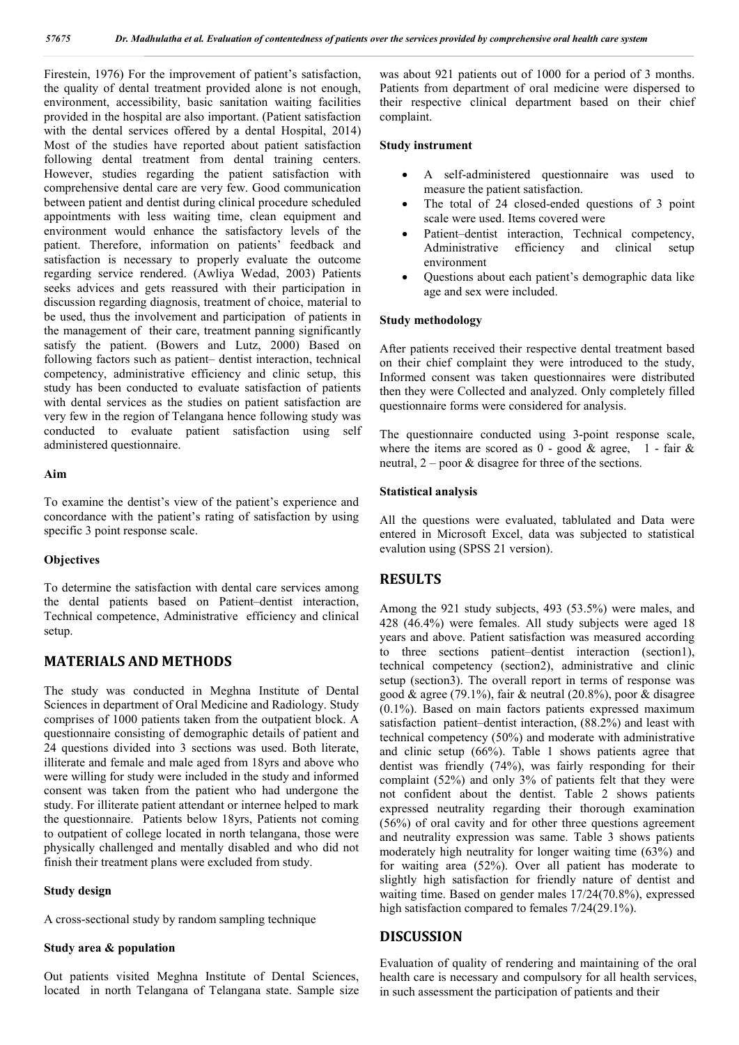Firestein, 1976) For the improvement of patient's satisfaction, the quality of dental treatment provided alone is not enough, environment, accessibility, basic sanitation waiting facilities provided in the hospital are also important. (Patient satisfaction with the dental services offered by a dental Hospital, 2014) Most of the studies have reported about patient satisfaction following dental treatment from dental training centers. However, studies regarding the patient satisfaction with comprehensive dental care are very few. Good communication between patient and dentist during clinical procedure scheduled appointments with less waiting time, clean equipment and environment would enhance the satisfactory levels of the patient. Therefore, information on patients' feedback and satisfaction is necessary to properly evaluate the outcome regarding service rendered. (Awliya Wedad, 2003) Patients seeks advices and gets reassured with their participation in discussion regarding diagnosis, treatment of choice, material to be used, thus the involvement and participation of patients in the management of their care, treatment panning significantly satisfy the patient. (Bowers and Lutz, 2000) Based on following factors such as patient– dentist interaction, technical competency, administrative efficiency and clinic setup, this study has been conducted to evaluate satisfaction of patients with dental services as the studies on patient satisfaction are very few in the region of Telangana hence following study was conducted to evaluate patient satisfaction using self administered questionnaire.

### Aim

To examine the dentist's view of the patient's experience and concordance with the patient's rating of satisfaction by using specific 3 point response scale.

### Objectives

To determine the satisfaction with dental care services among the dental patients based on Patient–dentist interaction, Technical competence, Administrative efficiency and clinical setup.

## MATERIALS AND METHODS

The study was conducted in Meghna Institute of Dental Sciences in department of Oral Medicine and Radiology. Study comprises of 1000 patients taken from the outpatient block. A questionnaire consisting of demographic details of patient and 24 questions divided into 3 sections was used. Both literate, illiterate and female and male aged from 18yrs and above who were willing for study were included in the study and informed consent was taken from the patient who had undergone the study. For illiterate patient attendant or internee helped to mark the questionnaire. Patients below 18yrs, Patients not coming to outpatient of college located in north telangana, those were physically challenged and mentally disabled and who did not finish their treatment plans were excluded from study.

### Study design

A cross-sectional study by random sampling technique

### Study area & population

Out patients visited Meghna Institute of Dental Sciences, located in north Telangana of Telangana state. Sample size was about 921 patients out of 1000 for a period of 3 months. Patients from department of oral medicine were dispersed to their respective clinical department based on their chief complaint.

### Study instrument

- A self-administered questionnaire was used to measure the patient satisfaction.
- The total of 24 closed-ended questions of 3 point scale were used. Items covered were
- Patient–dentist interaction, Technical competency, Administrative efficiency and clinical setup environment
- Questions about each patient's demographic data like age and sex were included.

### Study methodology

After patients received their respective dental treatment based on their chief complaint they were introduced to the study, Informed consent was taken questionnaires were distributed then they were Collected and analyzed. Only completely filled questionnaire forms were considered for analysis.

The questionnaire conducted using 3-point response scale, where the items are scored as 0 - good & agree, 1 - fair & neutral, 2 – poor & disagree for three of the sections.

### Statistical analysis

All the questions were evaluated, tablulated and Data were entered in Microsoft Excel, data was subjected to statistical evalution using (SPSS 21 version).

## RESULTS

Among the 921 study subjects, 493 (53.5%) were males, and 428 (46.4%) were females. All study subjects were aged 18 years and above. Patient satisfaction was measured according to three sections patient–dentist interaction (section1), technical competency (section2), administrative and clinic setup (section3). The overall report in terms of response was good & agree (79.1%), fair & neutral (20.8%), poor & disagree (0.1%). Based on main factors patients expressed maximum satisfaction patient–dentist interaction, (88.2%) and least with technical competency (50%) and moderate with administrative and clinic setup (66%). Table 1 shows patients agree that dentist was friendly (74%), was fairly responding for their complaint (52%) and only 3% of patients felt that they were not confident about the dentist. Table 2 shows patients expressed neutrality regarding their thorough examination (56%) of oral cavity and for other three questions agreement and neutrality expression was same. Table 3 shows patients moderately high neutrality for longer waiting time (63%) and for waiting area (52%). Over all patient has moderate to slightly high satisfaction for friendly nature of dentist and waiting time. Based on gender males 17/24(70.8%), expressed high satisfaction compared to females 7/24(29.1%).

## DISCUSSION

Evaluation of quality of rendering and maintaining of the oral health care is necessary and compulsory for all health services, in such assessment the participation of patients and their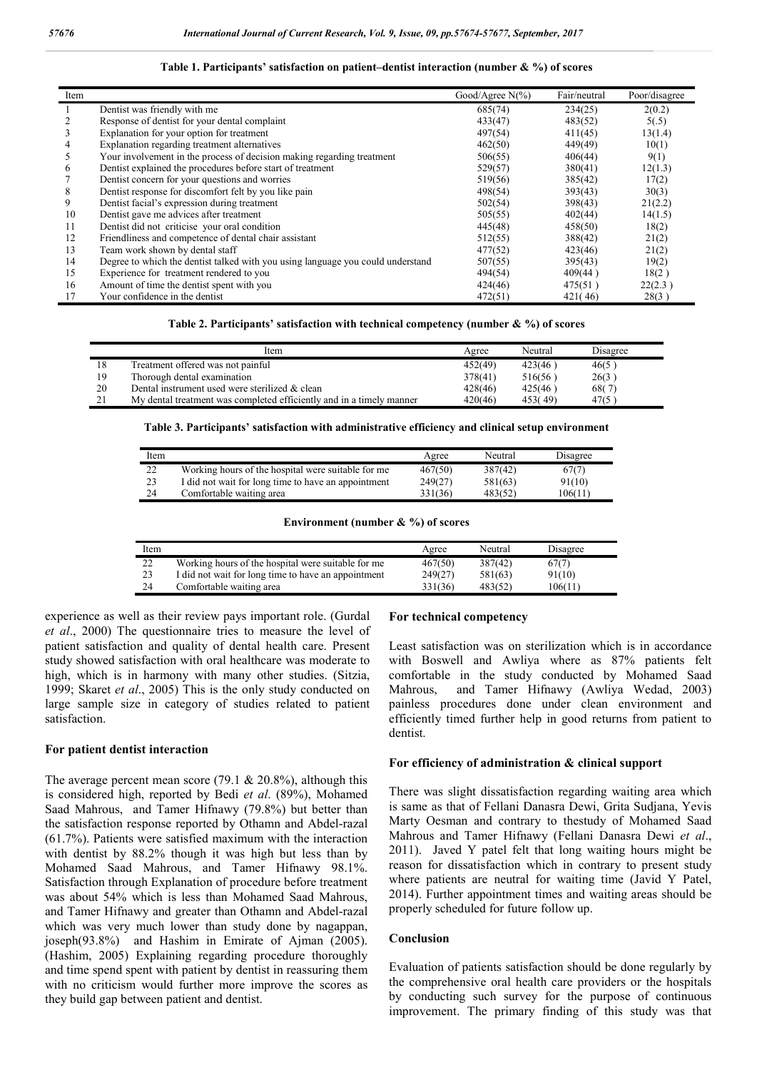**Table 1. Participants' satisfaction on patient–dentist interaction (number & %) of scores**

| Item | | Good/Agree N(%) | Fair/neutral | Poor/disagree |
|---|---|---|---|---|
| 1 | Dentist was friendly with me | 685(74) | 234(25) | 2(0.2) |
| 2 | Response of dentist for your dental complaint | 433(47) | 483(52) | 5(.5) |
| 3 | Explanation for your option for treatment | 497(54) | 411(45) | 13(1.4) |
| 4 | Explanation regarding treatment alternatives | 462(50) | 449(49) | 10(1) |
| 5 | Your involvement in the process of decision making regarding treatment | 506(55) | 406(44) | 9(1) |
| 6 | Dentist explained the procedures before start of treatment | 529(57) | 380(41) | 12(1.3) |
| 7 | Dentist concern for your questions and worries | 519(56) | 385(42) | 17(2) |
| 8 | Dentist response for discomfort felt by you like pain | 498(54) | 393(43) | 30(3) |
| 9 | Dentist facial's expression during treatment | 502(54) | 398(43) | 21(2.2) |
| 10 | Dentist gave me advices after treatment | 505(55) | 402(44) | 14(1.5) |
| 11 | Dentist did not criticise your oral condition | 445(48) | 458(50) | 18(2) |
| 12 | Friendliness and competence of dental chair assistant | 512(55) | 388(42) | 21(2) |
| 13 | Team work shown by dental staff | 477(52) | 423(46) | 21(2) |
| 14 | Degree to which the dentist talked with you using language you could understand | 507(55) | 395(43) | 19(2) |
| 15 | Experience for treatment rendered to you | 494(54) | 409(44 ) | 18(2 ) |
| 16 | Amount of time the dentist spent with you | 424(46) | 475(51 ) | 22(2.3 ) |
| 17 | Your confidence in the dentist | 472(51) | 421( 46) | 28(3 ) |

**Table 2. Participants' satisfaction with technical competency (number & %) of scores**

| | Item | Agree | Neutral | Disagree |
|---|---|---|---|---|
| 18 | Treatment offered was not painful | 452(49) | 423(46 ) | 46(5 ) |
| 19 | Thorough dental examination | 378(41) | 516(56 ) | 26(3 ) |
| 20 | Dental instrument used were sterilized & clean | 428(46) | 425(46 ) | 68( 7) |
| 21 | My dental treatment was completed efficiently and in a timely manner | 420(46) | 453( 49) | 47(5 ) |

**Table 3. Participants' satisfaction with administrative efficiency and clinical setup environment**

| Item | | Agree | Neutral | Disagree |
|---|---|---|---|---|
| 22 | Working hours of the hospital were suitable for me | 467(50) | 387(42) | 67(7) |
| 23 | I did not wait for long time to have an appointment | 249(27) | 581(63) | 91(10) |
| 24 | Comfortable waiting area | 331(36) | 483(52) | 106(11) |

**Environment (number & %) of scores**

| Item | | Agree | Neutral | Disagree |
|---|---|---|---|---|
| 22 | Working hours of the hospital were suitable for me | 467(50) | 387(42) | 67(7) |
| 23 | I did not wait for long time to have an appointment | 249(27) | 581(63) | 91(10) |
| 24 | Comfortable waiting area | 331(36) | 483(52) | 106(11) |

experience as well as their review pays important role. (Gurdal *et al*., 2000) The questionnaire tries to measure the level of patient satisfaction and quality of dental health care. Present study showed satisfaction with oral healthcare was moderate to high, which is in harmony with many other studies. (Sitzia, 1999; Skaret *et al*., 2005) This is the only study conducted on large sample size in category of studies related to patient satisfaction.

### For patient dentist interaction

The average percent mean score (79.1 & 20.8%), although this is considered high, reported by Bedi *et al*. (89%), Mohamed Saad Mahrous, and Tamer Hifnawy (79.8%) but better than the satisfaction response reported by Othamn and Abdel-razal (61.7%). Patients were satisfied maximum with the interaction with dentist by 88.2% though it was high but less than by Mohamed Saad Mahrous, and Tamer Hifnawy 98.1%. Satisfaction through Explanation of procedure before treatment was about 54% which is less than Mohamed Saad Mahrous, and Tamer Hifnawy and greater than Othamn and Abdel-razal which was very much lower than study done by nagappan, joseph(93.8%) and Hashim in Emirate of Ajman (2005). (Hashim, 2005) Explaining regarding procedure thoroughly and time spend spent with patient by dentist in reassuring them with no criticism would further more improve the scores as they build gap between patient and dentist.

### For technical competency

Least satisfaction was on sterilization which is in accordance with Boswell and Awliya where as 87% patients felt comfortable in the study conducted by Mohamed Saad Mahrous, and Tamer Hifnawy (Awliya Wedad, 2003) painless procedures done under clean environment and efficiently timed further help in good returns from patient to dentist.

### For efficiency of administration & clinical support

There was slight dissatisfaction regarding waiting area which is same as that of Fellani Danasra Dewi, Grita Sudjana, Yevis Marty Oesman and contrary to thestudy of Mohamed Saad Mahrous and Tamer Hifnawy (Fellani Danasra Dewi *et al*., 2011). Javed Y patel felt that long waiting hours might be reason for dissatisfaction which in contrary to present study where patients are neutral for waiting time (Javid Y Patel, 2014). Further appointment times and waiting areas should be properly scheduled for future follow up.

### Conclusion

Evaluation of patients satisfaction should be done regularly by the comprehensive oral health care providers or the hospitals by conducting such survey for the purpose of continuous improvement. The primary finding of this study was that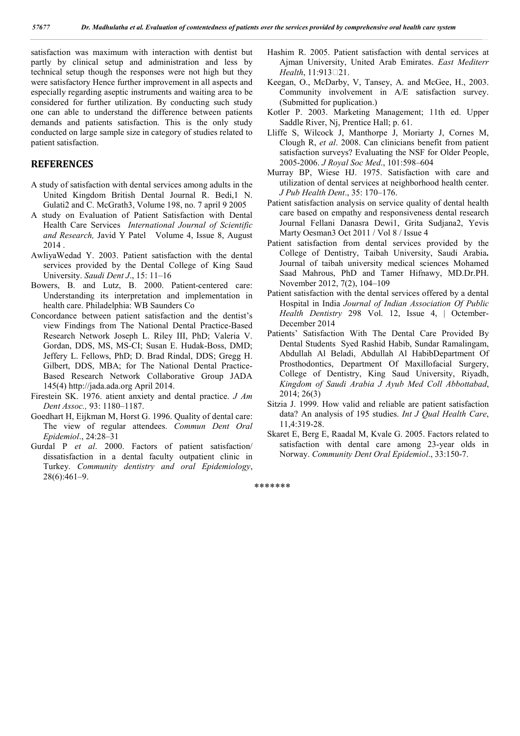satisfaction was maximum with interaction with dentist but partly by clinical setup and administration and less by technical setup though the responses were not high but they were satisfactory Hence further improvement in all aspects and especially regarding aseptic instruments and waiting area to be considered for further utilization. By conducting such study one can able to understand the difference between patients demands and patients satisfaction. This is the only study conducted on large sample size in category of studies related to patient satisfaction.

## REFERENCES

A study of satisfaction with dental services among adults in the United Kingdom British Dental Journal R. Bedi,1 N. Gulati2 and C. McGrath3, Volume 198, no. 7 april 9 2005

A study on Evaluation of Patient Satisfaction with Dental Health Care Services *International Journal of Scientific and Research,* Javid Y Patel Volume 4, Issue 8, August 2014 .

AwliyaWedad Y. 2003. Patient satisfaction with the dental services provided by the Dental College of King Saud University. *Saudi Dent J*., 15: 11–16

Bowers, B. and Lutz, B. 2000. Patient-centered care: Understanding its interpretation and implementation in health care. Philadelphia: WB Saunders Co

Concordance between patient satisfaction and the dentist's view Findings from The National Dental Practice-Based Research Network Joseph L. Riley III, PhD; Valeria V. Gordan, DDS, MS, MS-CI; Susan E. Hudak-Boss, DMD; Jeffery L. Fellows, PhD; D. Brad Rindal, DDS; Gregg H. Gilbert, DDS, MBA; for The National Dental Practice-Based Research Network Collaborative Group JADA 145(4) http://jada.ada.org April 2014.

Firestein SK. 1976. atient anxiety and dental practice. *J Am Dent Assoc.,* 93: 1180–1187.

Goedhart H, Eijkman M, Horst G. 1996. Quality of dental care: The view of regular attendees. *Commun Dent Oral Epidemiol*., 24:28–31

Gurdal P *et al*. 2000. Factors of patient satisfaction/ dissatisfaction in a dental faculty outpatient clinic in Turkey. *Community dentistry and oral Epidemiology*, 28(6):461–9.

Hashim R. 2005. Patient satisfaction with dental services at Ajman University, United Arab Emirates. *East Mediterr Health*, 11:913□21.

Keegan, O., McDarby, V, Tansey, A. and McGee, H., 2003. Community involvement in A/E satisfaction survey. (Submitted for puplication.)

Kotler P. 2003. Marketing Management; 11th ed. Upper Saddle River, Nj, Prentice Hall; p. 61.

Lliffe S, Wilcock J, Manthorpe J, Moriarty J, Cornes M, Clough R, *et al*. 2008. Can clinicians benefit from patient satisfaction surveys? Evaluating the NSF for Older People, 2005-2006. *J Royal Soc Med*., 101:598–604

Murray BP, Wiese HJ. 1975. Satisfaction with care and utilization of dental services at neighborhood health center. *J Pub Health Dent*., 35: 170–176.

Patient satisfaction analysis on service quality of dental health care based on empathy and responsiveness dental research Journal Fellani Danasra Dewi1, Grita Sudjana2, Yevis Marty Oesman3 Oct 2011 / Vol 8 / Issue 4

Patient satisfaction from dental services provided by the College of Dentistry, Taibah University, Saudi Arabia**.** Journal of taibah university medical sciences Mohamed Saad Mahrous, PhD and Tamer Hifnawy, MD.Dr.PH. November 2012, 7(2), 104–109

Patient satisfaction with the dental services offered by a dental Hospital in India *Journal of Indian Association Of Public Health Dentistry* 298 Vol. 12, Issue 4, | Octember-December 2014

Patients' Satisfaction With The Dental Care Provided By Dental Students Syed Rashid Habib, Sundar Ramalingam, Abdullah Al Beladi, Abdullah Al HabibDepartment Of Prosthodontics, Department Of Maxillofacial Surgery, College of Dentistry, King Saud University, Riyadh, *Kingdom of Saudi Arabia J Ayub Med Coll Abbottabad*, 2014; 26(3)

Sitzia J. 1999. How valid and reliable are patient satisfaction data? An analysis of 195 studies. *Int J Qual Health Care*, 11,4:319-28.

Skaret E, Berg E, Raadal M, Kvale G. 2005. Factors related to satisfaction with dental care among 23-year olds in Norway. *Community Dent Oral Epidemiol*., 33:150-7.

*******